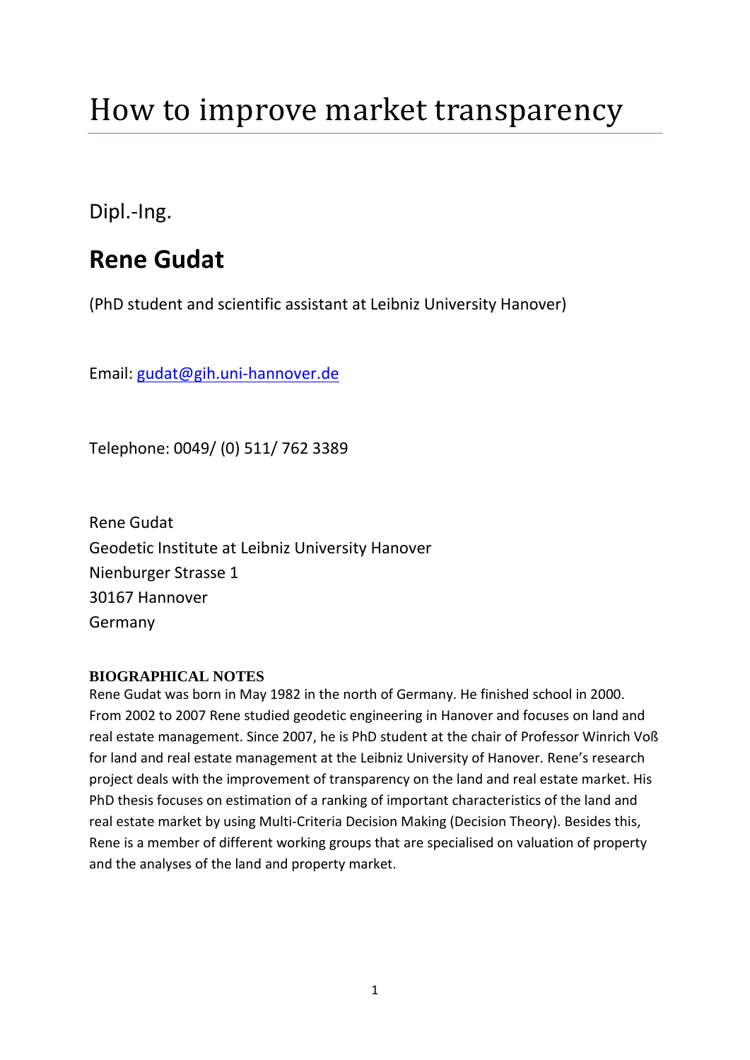# How to improve market transparency

Dipl.-Ing.

## Rene Gudat

(PhD student and scientific assistant at Leibniz University Hanover)

Email: gudat@gih.uni-hannover.de

Telephone: 0049/ (0) 511/ 762 3389

Rene Gudat
Geodetic Institute at Leibniz University Hanover
Nienburger Strasse 1
30167 Hannover
Germany

**BIOGRAPHICAL NOTES**

Rene Gudat was born in May 1982 in the north of Germany. He finished school in 2000. From 2002 to 2007 Rene studied geodetic engineering in Hanover and focuses on land and real estate management. Since 2007, he is PhD student at the chair of Professor Winrich Voß for land and real estate management at the Leibniz University of Hanover. Rene's research project deals with the improvement of transparency on the land and real estate market. His PhD thesis focuses on estimation of a ranking of important characteristics of the land and real estate market by using Multi-Criteria Decision Making (Decision Theory). Besides this, Rene is a member of different working groups that are specialised on valuation of property and the analyses of the land and property market.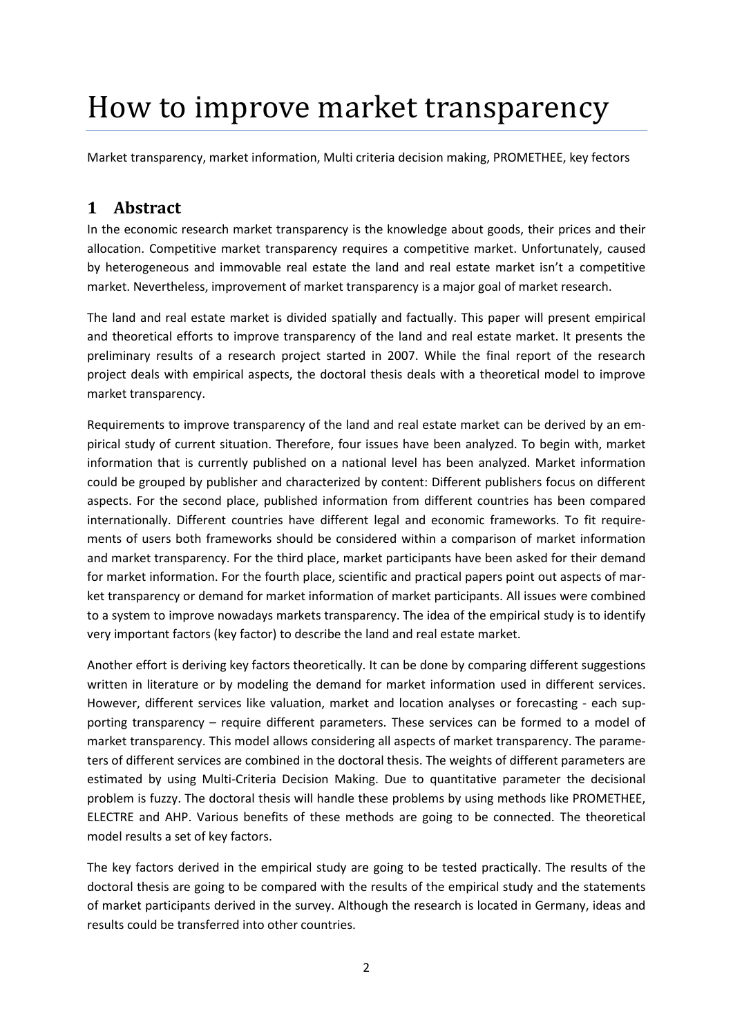# How to improve market transparency

Market transparency, market information, Multi criteria decision making, PROMETHEE, key fectors

## 1 Abstract

In the economic research market transparency is the knowledge about goods, their prices and their allocation. Competitive market transparency requires a competitive market. Unfortunately, caused by heterogeneous and immovable real estate the land and real estate market isn't a competitive market. Nevertheless, improvement of market transparency is a major goal of market research.

The land and real estate market is divided spatially and factually. This paper will present empirical and theoretical efforts to improve transparency of the land and real estate market. It presents the preliminary results of a research project started in 2007. While the final report of the research project deals with empirical aspects, the doctoral thesis deals with a theoretical model to improve market transparency.

Requirements to improve transparency of the land and real estate market can be derived by an empirical study of current situation. Therefore, four issues have been analyzed. To begin with, market information that is currently published on a national level has been analyzed. Market information could be grouped by publisher and characterized by content: Different publishers focus on different aspects. For the second place, published information from different countries has been compared internationally. Different countries have different legal and economic frameworks. To fit requirements of users both frameworks should be considered within a comparison of market information and market transparency. For the third place, market participants have been asked for their demand for market information. For the fourth place, scientific and practical papers point out aspects of market transparency or demand for market information of market participants. All issues were combined to a system to improve nowadays markets transparency. The idea of the empirical study is to identify very important factors (key factor) to describe the land and real estate market.

Another effort is deriving key factors theoretically. It can be done by comparing different suggestions written in literature or by modeling the demand for market information used in different services. However, different services like valuation, market and location analyses or forecasting - each supporting transparency – require different parameters. These services can be formed to a model of market transparency. This model allows considering all aspects of market transparency. The parameters of different services are combined in the doctoral thesis. The weights of different parameters are estimated by using Multi-Criteria Decision Making. Due to quantitative parameter the decisional problem is fuzzy. The doctoral thesis will handle these problems by using methods like PROMETHEE, ELECTRE and AHP. Various benefits of these methods are going to be connected. The theoretical model results a set of key factors.

The key factors derived in the empirical study are going to be tested practically. The results of the doctoral thesis are going to be compared with the results of the empirical study and the statements of market participants derived in the survey. Although the research is located in Germany, ideas and results could be transferred into other countries.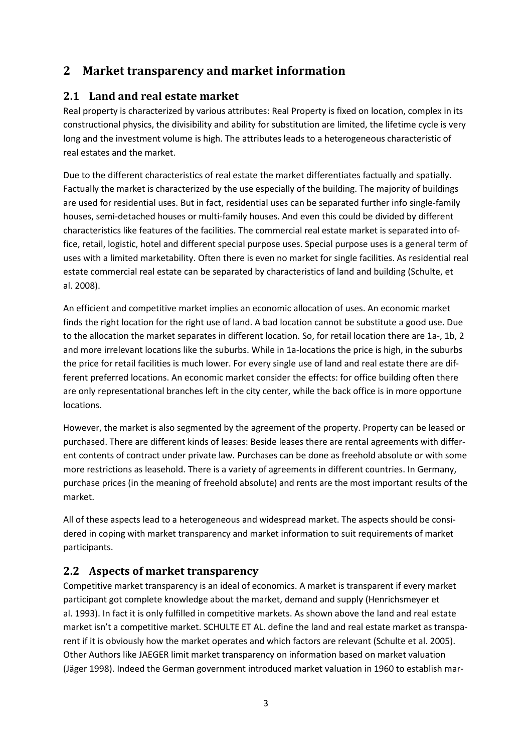# 2 Market transparency and market information

## 2.1 Land and real estate market

Real property is characterized by various attributes: Real Property is fixed on location, complex in its constructional physics, the divisibility and ability for substitution are limited, the lifetime cycle is very long and the investment volume is high. The attributes leads to a heterogeneous characteristic of real estates and the market.

Due to the different characteristics of real estate the market differentiates factually and spatially. Factually the market is characterized by the use especially of the building. The majority of buildings are used for residential uses. But in fact, residential uses can be separated further info single-family houses, semi-detached houses or multi-family houses. And even this could be divided by different characteristics like features of the facilities. The commercial real estate market is separated into office, retail, logistic, hotel and different special purpose uses. Special purpose uses is a general term of uses with a limited marketability. Often there is even no market for single facilities. As residential real estate commercial real estate can be separated by characteristics of land and building (Schulte, et al. 2008).

An efficient and competitive market implies an economic allocation of uses. An economic market finds the right location for the right use of land. A bad location cannot be substitute a good use. Due to the allocation the market separates in different location. So, for retail location there are 1a-, 1b, 2 and more irrelevant locations like the suburbs. While in 1a-locations the price is high, in the suburbs the price for retail facilities is much lower. For every single use of land and real estate there are different preferred locations. An economic market consider the effects: for office building often there are only representational branches left in the city center, while the back office is in more opportune locations.

However, the market is also segmented by the agreement of the property. Property can be leased or purchased. There are different kinds of leases: Beside leases there are rental agreements with different contents of contract under private law. Purchases can be done as freehold absolute or with some more restrictions as leasehold. There is a variety of agreements in different countries. In Germany, purchase prices (in the meaning of freehold absolute) and rents are the most important results of the market.

All of these aspects lead to a heterogeneous and widespread market. The aspects should be considered in coping with market transparency and market information to suit requirements of market participants.

## 2.2 Aspects of market transparency

Competitive market transparency is an ideal of economics. A market is transparent if every market participant got complete knowledge about the market, demand and supply (Henrichsmeyer et al. 1993). In fact it is only fulfilled in competitive markets. As shown above the land and real estate market isn't a competitive market. SCHULTE ET AL. define the land and real estate market as transparent if it is obviously how the market operates and which factors are relevant (Schulte et al. 2005). Other Authors like JAEGER limit market transparency on information based on market valuation (Jäger 1998). Indeed the German government introduced market valuation in 1960 to establish mar-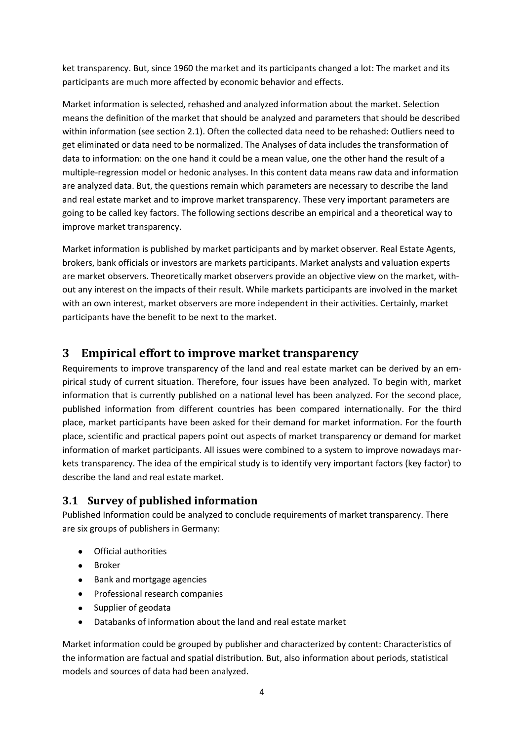ket transparency. But, since 1960 the market and its participants changed a lot: The market and its participants are much more affected by economic behavior and effects.

Market information is selected, rehashed and analyzed information about the market. Selection means the definition of the market that should be analyzed and parameters that should be described within information (see section 2.1). Often the collected data need to be rehashed: Outliers need to get eliminated or data need to be normalized. The Analyses of data includes the transformation of data to information: on the one hand it could be a mean value, one the other hand the result of a multiple-regression model or hedonic analyses. In this content data means raw data and information are analyzed data. But, the questions remain which parameters are necessary to describe the land and real estate market and to improve market transparency. These very important parameters are going to be called key factors. The following sections describe an empirical and a theoretical way to improve market transparency.

Market information is published by market participants and by market observer. Real Estate Agents, brokers, bank officials or investors are markets participants. Market analysts and valuation experts are market observers. Theoretically market observers provide an objective view on the market, without any interest on the impacts of their result. While markets participants are involved in the market with an own interest, market observers are more independent in their activities. Certainly, market participants have the benefit to be next to the market.

# 3 Empirical effort to improve market transparency

Requirements to improve transparency of the land and real estate market can be derived by an empirical study of current situation. Therefore, four issues have been analyzed. To begin with, market information that is currently published on a national level has been analyzed. For the second place, published information from different countries has been compared internationally. For the third place, market participants have been asked for their demand for market information. For the fourth place, scientific and practical papers point out aspects of market transparency or demand for market information of market participants. All issues were combined to a system to improve nowadays markets transparency. The idea of the empirical study is to identify very important factors (key factor) to describe the land and real estate market.

## 3.1 Survey of published information

Published Information could be analyzed to conclude requirements of market transparency. There are six groups of publishers in Germany:

- Official authorities
- Broker
- Bank and mortgage agencies
- Professional research companies
- Supplier of geodata
- Databanks of information about the land and real estate market

Market information could be grouped by publisher and characterized by content: Characteristics of the information are factual and spatial distribution. But, also information about periods, statistical models and sources of data had been analyzed.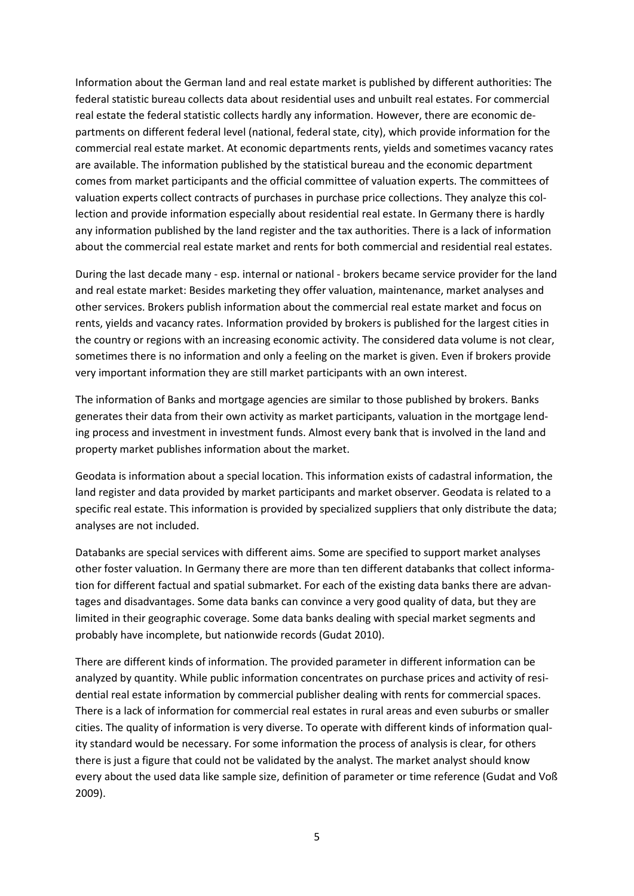Information about the German land and real estate market is published by different authorities: The federal statistic bureau collects data about residential uses and unbuilt real estates. For commercial real estate the federal statistic collects hardly any information. However, there are economic departments on different federal level (national, federal state, city), which provide information for the commercial real estate market. At economic departments rents, yields and sometimes vacancy rates are available. The information published by the statistical bureau and the economic department comes from market participants and the official committee of valuation experts. The committees of valuation experts collect contracts of purchases in purchase price collections. They analyze this collection and provide information especially about residential real estate. In Germany there is hardly any information published by the land register and the tax authorities. There is a lack of information about the commercial real estate market and rents for both commercial and residential real estates.

During the last decade many - esp. internal or national - brokers became service provider for the land and real estate market: Besides marketing they offer valuation, maintenance, market analyses and other services. Brokers publish information about the commercial real estate market and focus on rents, yields and vacancy rates. Information provided by brokers is published for the largest cities in the country or regions with an increasing economic activity. The considered data volume is not clear, sometimes there is no information and only a feeling on the market is given. Even if brokers provide very important information they are still market participants with an own interest.

The information of Banks and mortgage agencies are similar to those published by brokers. Banks generates their data from their own activity as market participants, valuation in the mortgage lending process and investment in investment funds. Almost every bank that is involved in the land and property market publishes information about the market.

Geodata is information about a special location. This information exists of cadastral information, the land register and data provided by market participants and market observer. Geodata is related to a specific real estate. This information is provided by specialized suppliers that only distribute the data; analyses are not included.

Databanks are special services with different aims. Some are specified to support market analyses other foster valuation. In Germany there are more than ten different databanks that collect information for different factual and spatial submarket. For each of the existing data banks there are advantages and disadvantages. Some data banks can convince a very good quality of data, but they are limited in their geographic coverage. Some data banks dealing with special market segments and probably have incomplete, but nationwide records (Gudat 2010).

There are different kinds of information. The provided parameter in different information can be analyzed by quantity. While public information concentrates on purchase prices and activity of residential real estate information by commercial publisher dealing with rents for commercial spaces. There is a lack of information for commercial real estates in rural areas and even suburbs or smaller cities. The quality of information is very diverse. To operate with different kinds of information quality standard would be necessary. For some information the process of analysis is clear, for others there is just a figure that could not be validated by the analyst. The market analyst should know every about the used data like sample size, definition of parameter or time reference (Gudat and Voß 2009).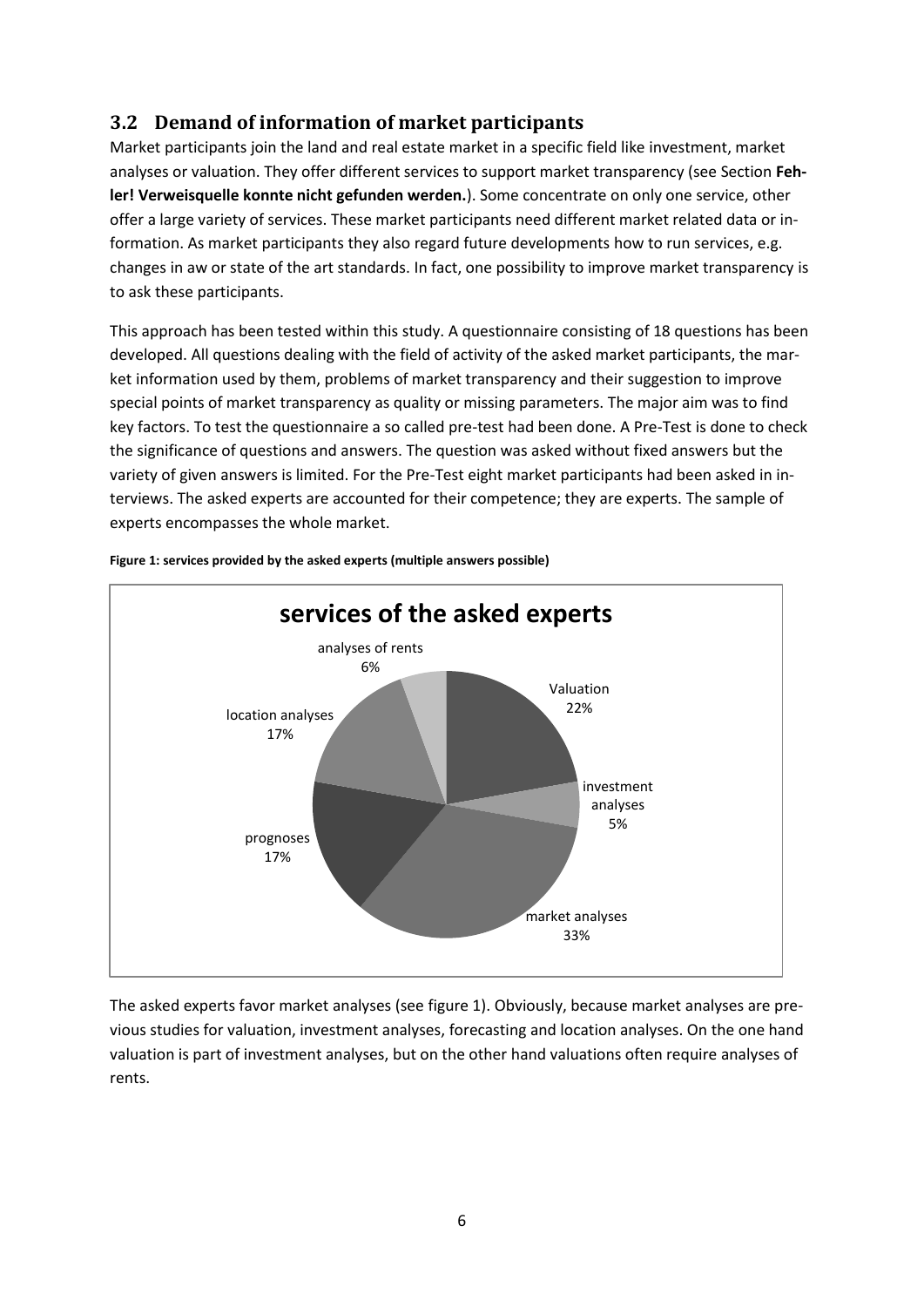## 3.2 Demand of information of market participants

Market participants join the land and real estate market in a specific field like investment, market analyses or valuation. They offer different services to support market transparency (see Section **Fehler! Verweisquelle konnte nicht gefunden werden.**). Some concentrate on only one service, other offer a large variety of services. These market participants need different market related data or information. As market participants they also regard future developments how to run services, e.g. changes in aw or state of the art standards. In fact, one possibility to improve market transparency is to ask these participants.

This approach has been tested within this study. A questionnaire consisting of 18 questions has been developed. All questions dealing with the field of activity of the asked market participants, the market information used by them, problems of market transparency and their suggestion to improve special points of market transparency as quality or missing parameters. The major aim was to find key factors. To test the questionnaire a so called pre-test had been done. A Pre-Test is done to check the significance of questions and answers. The question was asked without fixed answers but the variety of given answers is limited. For the Pre-Test eight market participants had been asked in interviews. The asked experts are accounted for their competence; they are experts. The sample of experts encompasses the whole market.

**Figure 1: services provided by the asked experts (multiple answers possible)**

**services of the asked experts**

| Service | Share |
|---|---|
| Valuation | 22% |
| investment analyses | 5% |
| market analyses | 33% |
| prognoses | 17% |
| location analyses | 17% |
| analyses of rents | 6% |

The asked experts favor market analyses (see figure 1). Obviously, because market analyses are previous studies for valuation, investment analyses, forecasting and location analyses. On the one hand valuation is part of investment analyses, but on the other hand valuations often require analyses of rents.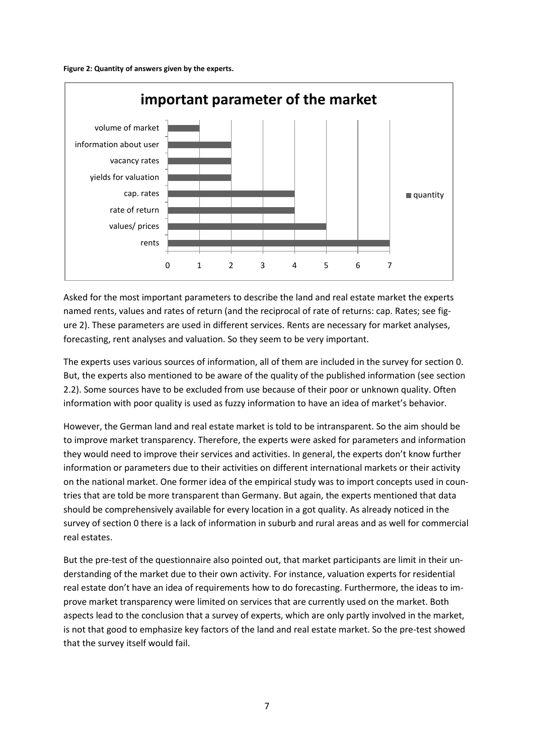**Figure 2: Quantity of answers given by the experts.**

**important parameter of the market**

| parameter | quantity |
| --- | --- |
| volume of market | 1 |
| information about user | 2 |
| vacancy rates | 2 |
| yields for valuation | 2 |
| cap. rates | 4 |
| rate of return | 4 |
| values/ prices | 5 |
| rents | 7 |

Asked for the most important parameters to describe the land and real estate market the experts named rents, values and rates of return (and the reciprocal of rate of returns: cap. Rates; see figure 2). These parameters are used in different services. Rents are necessary for market analyses, forecasting, rent analyses and valuation. So they seem to be very important.

The experts uses various sources of information, all of them are included in the survey for section 0. But, the experts also mentioned to be aware of the quality of the published information (see section 2.2). Some sources have to be excluded from use because of their poor or unknown quality. Often information with poor quality is used as fuzzy information to have an idea of market's behavior.

However, the German land and real estate market is told to be intransparent. So the aim should be to improve market transparency. Therefore, the experts were asked for parameters and information they would need to improve their services and activities. In general, the experts don't know further information or parameters due to their activities on different international markets or their activity on the national market. One former idea of the empirical study was to import concepts used in countries that are told be more transparent than Germany. But again, the experts mentioned that data should be comprehensively available for every location in a got quality. As already noticed in the survey of section 0 there is a lack of information in suburb and rural areas and as well for commercial real estates.

But the pre-test of the questionnaire also pointed out, that market participants are limit in their understanding of the market due to their own activity. For instance, valuation experts for residential real estate don't have an idea of requirements how to do forecasting. Furthermore, the ideas to improve market transparency were limited on services that are currently used on the market. Both aspects lead to the conclusion that a survey of experts, which are only partly involved in the market, is not that good to emphasize key factors of the land and real estate market. So the pre-test showed that the survey itself would fail.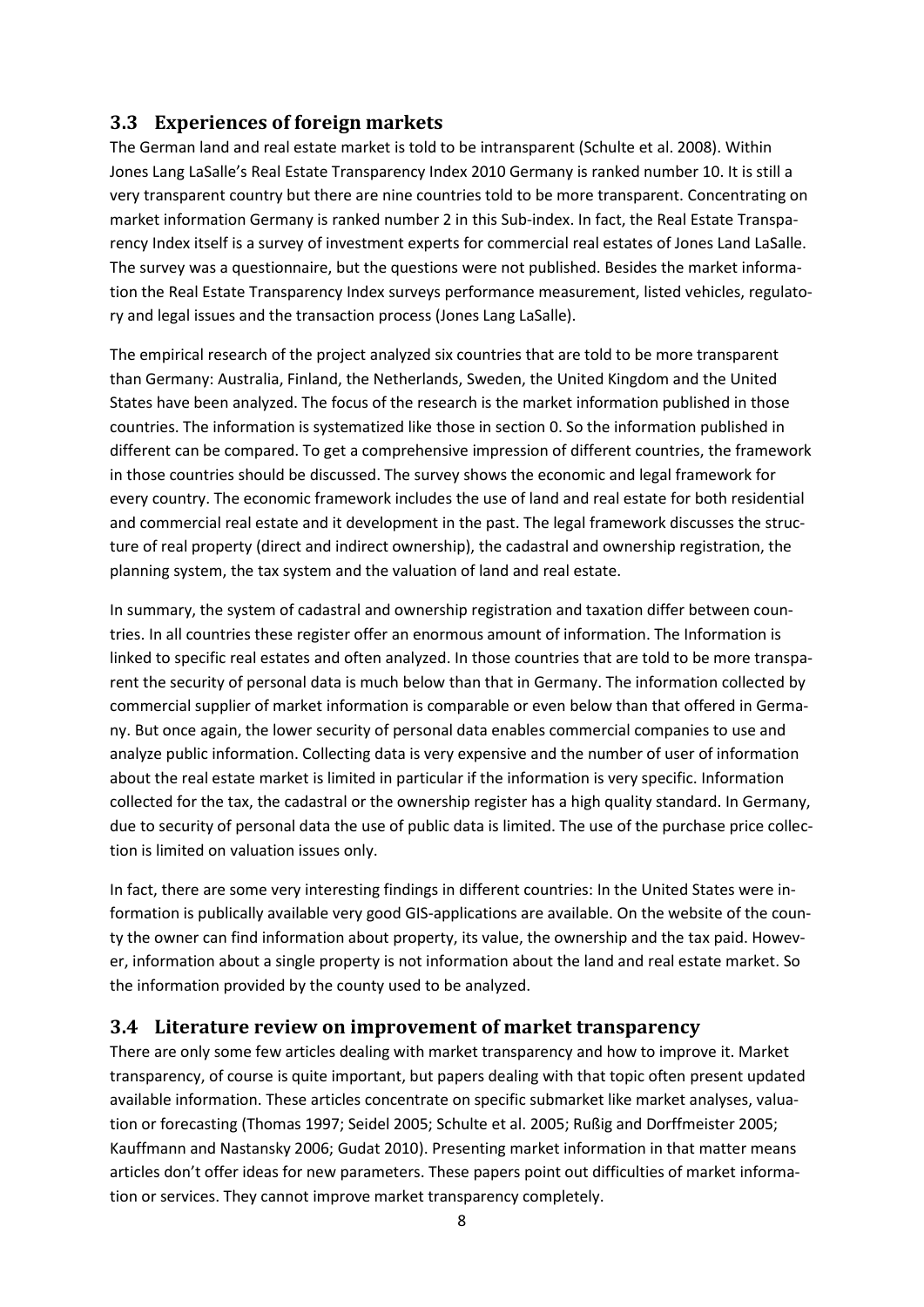## 3.3 Experiences of foreign markets

The German land and real estate market is told to be intransparent (Schulte et al. 2008). Within Jones Lang LaSalle's Real Estate Transparency Index 2010 Germany is ranked number 10. It is still a very transparent country but there are nine countries told to be more transparent. Concentrating on market information Germany is ranked number 2 in this Sub-index. In fact, the Real Estate Transparency Index itself is a survey of investment experts for commercial real estates of Jones Land LaSalle. The survey was a questionnaire, but the questions were not published. Besides the market information the Real Estate Transparency Index surveys performance measurement, listed vehicles, regulatory and legal issues and the transaction process (Jones Lang LaSalle).

The empirical research of the project analyzed six countries that are told to be more transparent than Germany: Australia, Finland, the Netherlands, Sweden, the United Kingdom and the United States have been analyzed. The focus of the research is the market information published in those countries. The information is systematized like those in section 0. So the information published in different can be compared. To get a comprehensive impression of different countries, the framework in those countries should be discussed. The survey shows the economic and legal framework for every country. The economic framework includes the use of land and real estate for both residential and commercial real estate and it development in the past. The legal framework discusses the structure of real property (direct and indirect ownership), the cadastral and ownership registration, the planning system, the tax system and the valuation of land and real estate.

In summary, the system of cadastral and ownership registration and taxation differ between countries. In all countries these register offer an enormous amount of information. The Information is linked to specific real estates and often analyzed. In those countries that are told to be more transparent the security of personal data is much below than that in Germany. The information collected by commercial supplier of market information is comparable or even below than that offered in Germany. But once again, the lower security of personal data enables commercial companies to use and analyze public information. Collecting data is very expensive and the number of user of information about the real estate market is limited in particular if the information is very specific. Information collected for the tax, the cadastral or the ownership register has a high quality standard. In Germany, due to security of personal data the use of public data is limited. The use of the purchase price collection is limited on valuation issues only.

In fact, there are some very interesting findings in different countries: In the United States were information is publically available very good GIS-applications are available. On the website of the county the owner can find information about property, its value, the ownership and the tax paid. However, information about a single property is not information about the land and real estate market. So the information provided by the county used to be analyzed.

## 3.4 Literature review on improvement of market transparency

There are only some few articles dealing with market transparency and how to improve it. Market transparency, of course is quite important, but papers dealing with that topic often present updated available information. These articles concentrate on specific submarket like market analyses, valuation or forecasting (Thomas 1997; Seidel 2005; Schulte et al. 2005; Rußig and Dorffmeister 2005; Kauffmann and Nastansky 2006; Gudat 2010). Presenting market information in that matter means articles don't offer ideas for new parameters. These papers point out difficulties of market information or services. They cannot improve market transparency completely.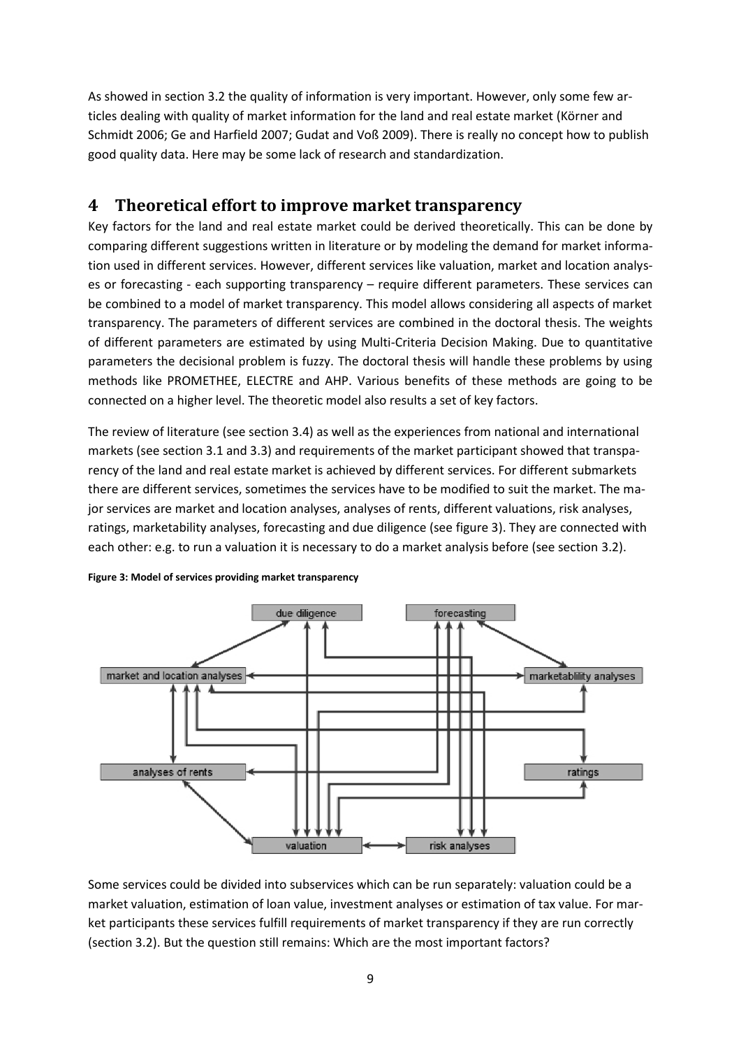As showed in section 3.2 the quality of information is very important. However, only some few articles dealing with quality of market information for the land and real estate market (Körner and Schmidt 2006; Ge and Harfield 2007; Gudat and Voß 2009). There is really no concept how to publish good quality data. Here may be some lack of research and standardization.

# 4 Theoretical effort to improve market transparency

Key factors for the land and real estate market could be derived theoretically. This can be done by comparing different suggestions written in literature or by modeling the demand for market information used in different services. However, different services like valuation, market and location analyses or forecasting - each supporting transparency – require different parameters. These services can be combined to a model of market transparency. This model allows considering all aspects of market transparency. The parameters of different services are combined in the doctoral thesis. The weights of different parameters are estimated by using Multi-Criteria Decision Making. Due to quantitative parameters the decisional problem is fuzzy. The doctoral thesis will handle these problems by using methods like PROMETHEE, ELECTRE and AHP. Various benefits of these methods are going to be connected on a higher level. The theoretic model also results a set of key factors.

The review of literature (see section 3.4) as well as the experiences from national and international markets (see section 3.1 and 3.3) and requirements of the market participant showed that transparency of the land and real estate market is achieved by different services. For different submarkets there are different services, sometimes the services have to be modified to suit the market. The major services are market and location analyses, analyses of rents, different valuations, risk analyses, ratings, marketability analyses, forecasting and due diligence (see figure 3). They are connected with each other: e.g. to run a valuation it is necessary to do a market analysis before (see section 3.2).

**Figure 3: Model of services providing market transparency**

Some services could be divided into subservices which can be run separately: valuation could be a market valuation, estimation of loan value, investment analyses or estimation of tax value. For market participants these services fulfill requirements of market transparency if they are run correctly (section 3.2). But the question still remains: Which are the most important factors?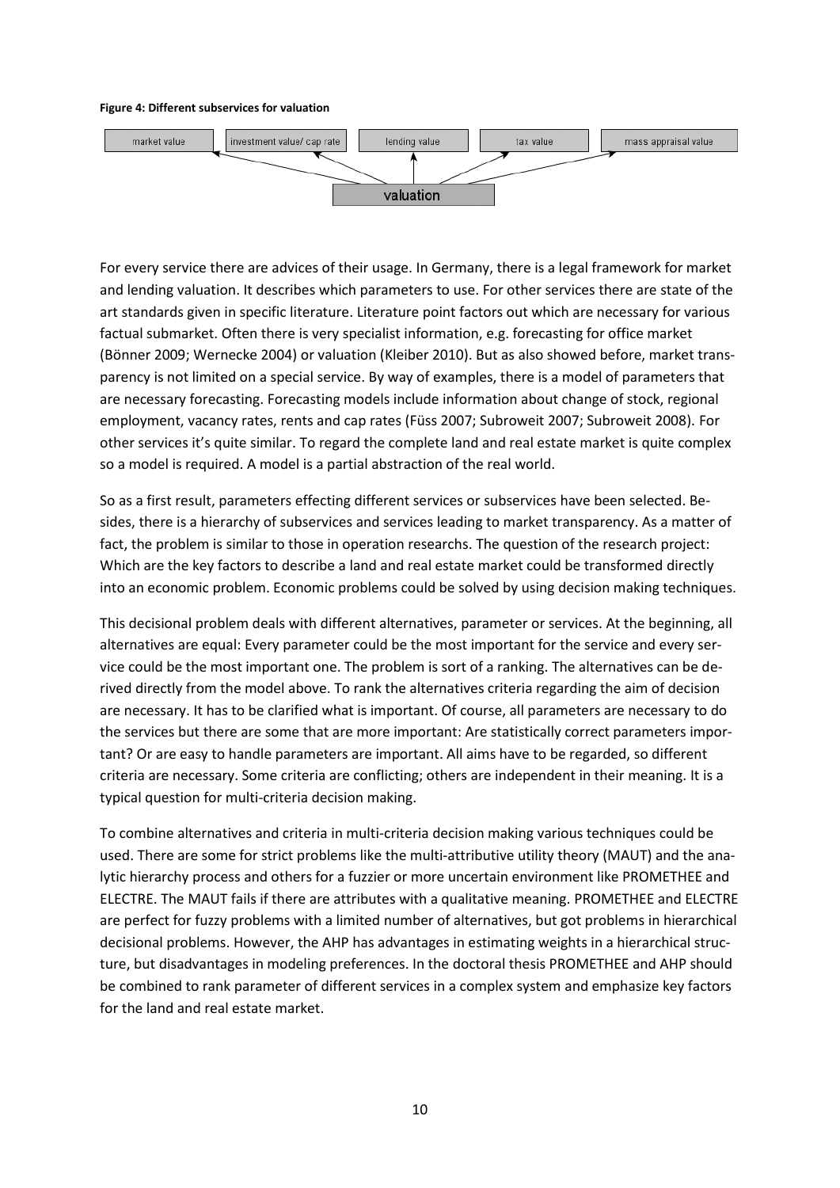**Figure 4: Different subservices for valuation**

market value | investment value/ cap rate | lending value | tax value | mass appraisal value

valuation

For every service there are advices of their usage. In Germany, there is a legal framework for market and lending valuation. It describes which parameters to use. For other services there are state of the art standards given in specific literature. Literature point factors out which are necessary for various factual submarket. Often there is very specialist information, e.g. forecasting for office market (Bönner 2009; Wernecke 2004) or valuation (Kleiber 2010). But as also showed before, market transparency is not limited on a special service. By way of examples, there is a model of parameters that are necessary forecasting. Forecasting models include information about change of stock, regional employment, vacancy rates, rents and cap rates (Füss 2007; Subroweit 2007; Subroweit 2008). For other services it's quite similar. To regard the complete land and real estate market is quite complex so a model is required. A model is a partial abstraction of the real world.

So as a first result, parameters effecting different services or subservices have been selected. Besides, there is a hierarchy of subservices and services leading to market transparency. As a matter of fact, the problem is similar to those in operation researchs. The question of the research project: Which are the key factors to describe a land and real estate market could be transformed directly into an economic problem. Economic problems could be solved by using decision making techniques.

This decisional problem deals with different alternatives, parameter or services. At the beginning, all alternatives are equal: Every parameter could be the most important for the service and every service could be the most important one. The problem is sort of a ranking. The alternatives can be derived directly from the model above. To rank the alternatives criteria regarding the aim of decision are necessary. It has to be clarified what is important. Of course, all parameters are necessary to do the services but there are some that are more important: Are statistically correct parameters important? Or are easy to handle parameters are important. All aims have to be regarded, so different criteria are necessary. Some criteria are conflicting; others are independent in their meaning. It is a typical question for multi-criteria decision making.

To combine alternatives and criteria in multi-criteria decision making various techniques could be used. There are some for strict problems like the multi-attributive utility theory (MAUT) and the analytic hierarchy process and others for a fuzzier or more uncertain environment like PROMETHEE and ELECTRE. The MAUT fails if there are attributes with a qualitative meaning. PROMETHEE and ELECTRE are perfect for fuzzy problems with a limited number of alternatives, but got problems in hierarchical decisional problems. However, the AHP has advantages in estimating weights in a hierarchical structure, but disadvantages in modeling preferences. In the doctoral thesis PROMETHEE and AHP should be combined to rank parameter of different services in a complex system and emphasize key factors for the land and real estate market.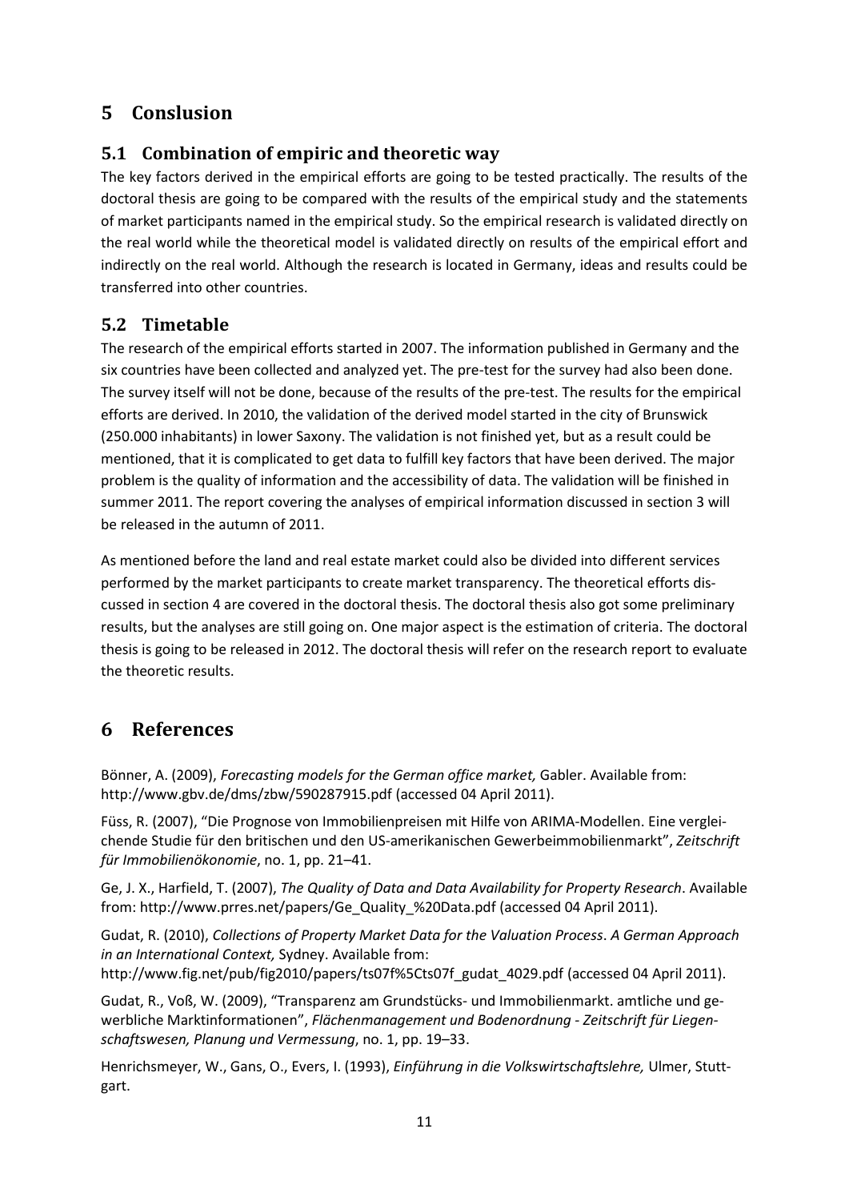# 5 Conslusion

## 5.1 Combination of empiric and theoretic way

The key factors derived in the empirical efforts are going to be tested practically. The results of the doctoral thesis are going to be compared with the results of the empirical study and the statements of market participants named in the empirical study. So the empirical research is validated directly on the real world while the theoretical model is validated directly on results of the empirical effort and indirectly on the real world. Although the research is located in Germany, ideas and results could be transferred into other countries.

## 5.2 Timetable

The research of the empirical efforts started in 2007. The information published in Germany and the six countries have been collected and analyzed yet. The pre-test for the survey had also been done. The survey itself will not be done, because of the results of the pre-test. The results for the empirical efforts are derived. In 2010, the validation of the derived model started in the city of Brunswick (250.000 inhabitants) in lower Saxony. The validation is not finished yet, but as a result could be mentioned, that it is complicated to get data to fulfill key factors that have been derived. The major problem is the quality of information and the accessibility of data. The validation will be finished in summer 2011. The report covering the analyses of empirical information discussed in section 3 will be released in the autumn of 2011.

As mentioned before the land and real estate market could also be divided into different services performed by the market participants to create market transparency. The theoretical efforts discussed in section 4 are covered in the doctoral thesis. The doctoral thesis also got some preliminary results, but the analyses are still going on. One major aspect is the estimation of criteria. The doctoral thesis is going to be released in 2012. The doctoral thesis will refer on the research report to evaluate the theoretic results.

# 6 References

Bönner, A. (2009), *Forecasting models for the German office market,* Gabler. Available from: http://www.gbv.de/dms/zbw/590287915.pdf (accessed 04 April 2011).

Füss, R. (2007), "Die Prognose von Immobilienpreisen mit Hilfe von ARIMA-Modellen. Eine vergleichende Studie für den britischen und den US-amerikanischen Gewerbeimmobilienmarkt", *Zeitschrift für Immobilienökonomie*, no. 1, pp. 21–41.

Ge, J. X., Harfield, T. (2007), *The Quality of Data and Data Availability for Property Research*. Available from: http://www.prres.net/papers/Ge_Quality_%20Data.pdf (accessed 04 April 2011).

Gudat, R. (2010), *Collections of Property Market Data for the Valuation Process*. *A German Approach in an International Context,* Sydney. Available from: http://www.fig.net/pub/fig2010/papers/ts07f%5Cts07f_gudat_4029.pdf (accessed 04 April 2011).

Gudat, R., Voß, W. (2009), "Transparenz am Grundstücks- und Immobilienmarkt. amtliche und gewerbliche Marktinformationen", *Flächenmanagement und Bodenordnung - Zeitschrift für Liegenschaftswesen, Planung und Vermessung*, no. 1, pp. 19–33.

Henrichsmeyer, W., Gans, O., Evers, I. (1993), *Einführung in die Volkswirtschaftslehre,* Ulmer, Stuttgart.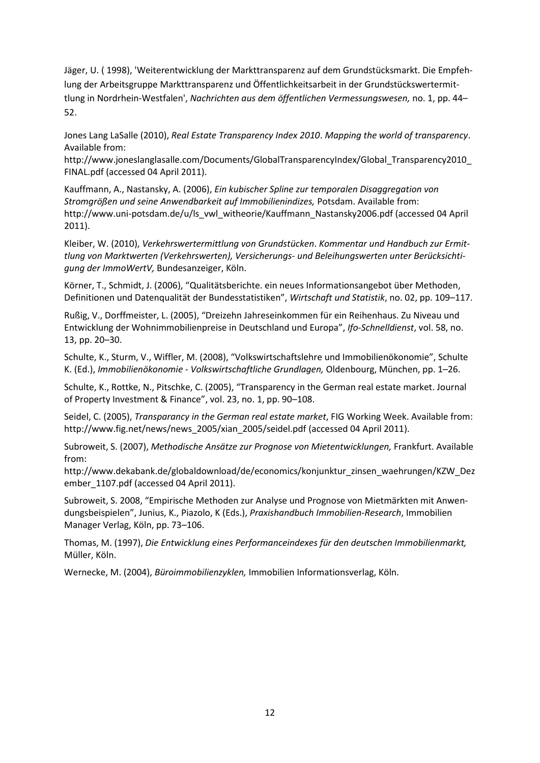Jäger, U. ( 1998), 'Weiterentwicklung der Markttransparenz auf dem Grundstücksmarkt. Die Empfehlung der Arbeitsgruppe Markttransparenz und Öffentlichkeitsarbeit in der Grundstückswertermittlung in Nordrhein-Westfalen', *Nachrichten aus dem öffentlichen Vermessungswesen,* no. 1, pp. 44–52.

Jones Lang LaSalle (2010), *Real Estate Transparency Index 2010*. *Mapping the world of transparency*. Available from: http://www.joneslanglasalle.com/Documents/GlobalTransparencyIndex/Global_Transparency2010_FINAL.pdf (accessed 04 April 2011).

Kauffmann, A., Nastansky, A. (2006), *Ein kubischer Spline zur temporalen Disaggregation von Stromgrößen und seine Anwendbarkeit auf Immobilienindizes,* Potsdam. Available from: http://www.uni-potsdam.de/u/ls_vwl_witheorie/Kauffmann_Nastansky2006.pdf (accessed 04 April 2011).

Kleiber, W. (2010), *Verkehrswertermittlung von Grundstücken*. *Kommentar und Handbuch zur Ermittlung von Marktwerten (Verkehrswerten), Versicherungs- und Beleihungswerten unter Berücksichtigung der ImmoWertV,* Bundesanzeiger, Köln.

Körner, T., Schmidt, J. (2006), "Qualitätsberichte. ein neues Informationsangebot über Methoden, Definitionen und Datenqualität der Bundesstatistiken", *Wirtschaft und Statistik*, no. 02, pp. 109–117.

Rußig, V., Dorffmeister, L. (2005), "Dreizehn Jahreseinkommen für ein Reihenhaus. Zu Niveau und Entwicklung der Wohnimmobilienpreise in Deutschland und Europa", *Ifo-Schnelldienst*, vol. 58, no. 13, pp. 20–30.

Schulte, K., Sturm, V., Wiffler, M. (2008), "Volkswirtschaftslehre und Immobilienökonomie", Schulte K. (Ed.), *Immobilienökonomie - Volkswirtschaftliche Grundlagen,* Oldenbourg, München, pp. 1–26.

Schulte, K., Rottke, N., Pitschke, C. (2005), "Transparency in the German real estate market. Journal of Property Investment & Finance", vol. 23, no. 1, pp. 90–108.

Seidel, C. (2005), *Transparancy in the German real estate market*, FIG Working Week. Available from: http://www.fig.net/news/news_2005/xian_2005/seidel.pdf (accessed 04 April 2011).

Subroweit, S. (2007), *Methodische Ansätze zur Prognose von Mietentwicklungen,* Frankfurt. Available from: http://www.dekabank.de/globaldownload/de/economics/konjunktur_zinsen_waehrungen/KZW_Dezember_1107.pdf (accessed 04 April 2011).

Subroweit, S. 2008, "Empirische Methoden zur Analyse und Prognose von Mietmärkten mit Anwendungsbeispielen", Junius, K., Piazolo, K (Eds.), *Praxishandbuch Immobilien-Research*, Immobilien Manager Verlag, Köln, pp. 73–106.

Thomas, M. (1997), *Die Entwicklung eines Performanceindexes für den deutschen Immobilienmarkt,* Müller, Köln.

Wernecke, M. (2004), *Büroimmobilienzyklen,* Immobilien Informationsverlag, Köln.